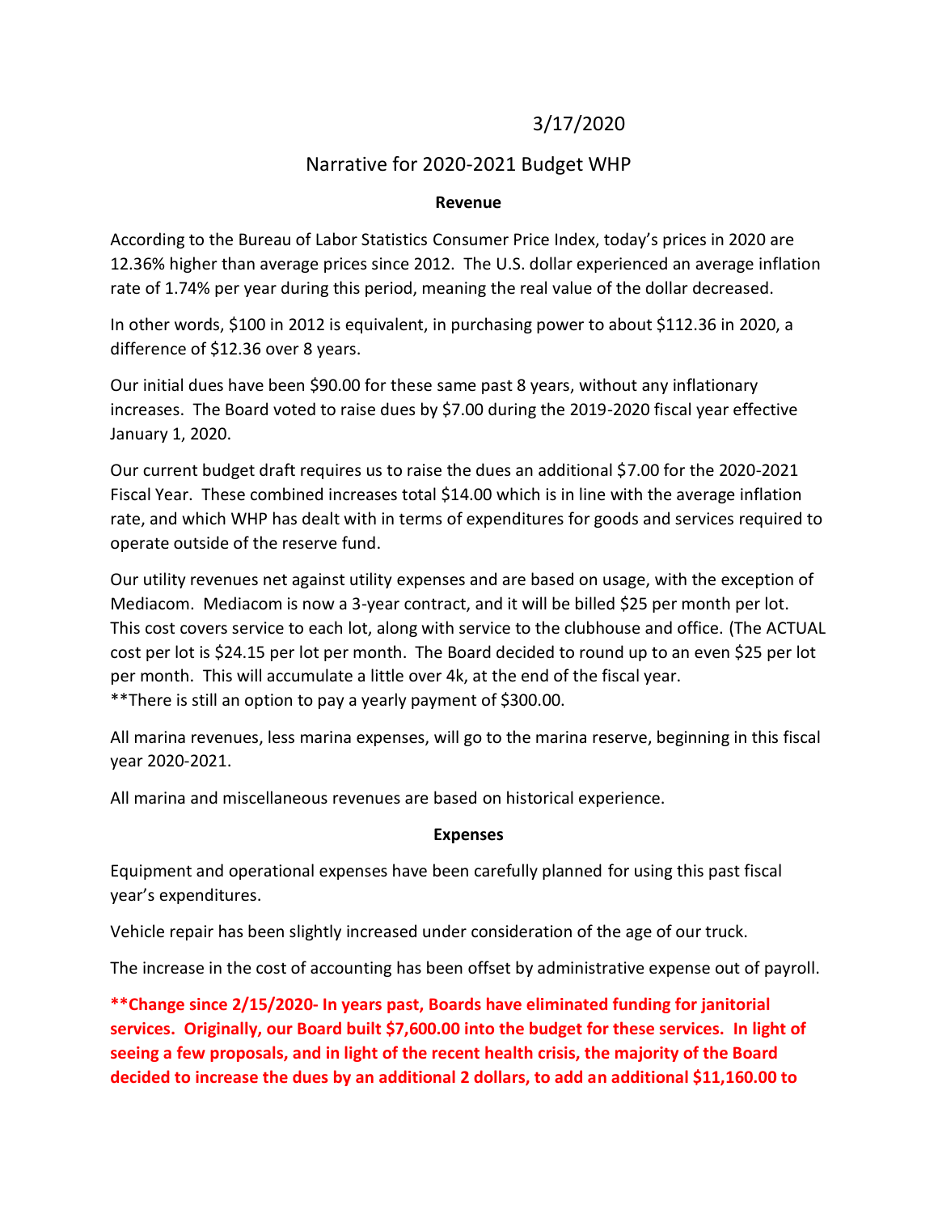3/17/2020

# Narrative for 2020-2021 Budget WHP

## Revenue

According to the Bureau of Labor Statistics Consumer Price Index, today's prices in 2020 are 12.36% higher than average prices since 2012. The U.S. dollar experienced an average inflation rate of 1.74% per year during this period, meaning the real value of the dollar decreased.

In other words, $100 in 2012 is equivalent, in purchasing power to about $112.36 in 2020, a difference of $12.36 over 8 years.

Our initial dues have been $90.00 for these same past 8 years, without any inflationary increases. The Board voted to raise dues by $7.00 during the 2019-2020 fiscal year effective January 1, 2020.

Our current budget draft requires us to raise the dues an additional $7.00 for the 2020-2021 Fiscal Year. These combined increases total $14.00 which is in line with the average inflation rate, and which WHP has dealt with in terms of expenditures for goods and services required to operate outside of the reserve fund.

Our utility revenues net against utility expenses and are based on usage, with the exception of Mediacom. Mediacom is now a 3-year contract, and it will be billed $25 per month per lot. This cost covers service to each lot, along with service to the clubhouse and office. (The ACTUAL cost per lot is $24.15 per lot per month. The Board decided to round up to an even $25 per lot per month. This will accumulate a little over 4k, at the end of the fiscal year.
**There is still an option to pay a yearly payment of $300.00.

All marina revenues, less marina expenses, will go to the marina reserve, beginning in this fiscal year 2020-2021.

All marina and miscellaneous revenues are based on historical experience.

## Expenses

Equipment and operational expenses have been carefully planned for using this past fiscal year's expenditures.

Vehicle repair has been slightly increased under consideration of the age of our truck.

The increase in the cost of accounting has been offset by administrative expense out of payroll.

**\*\*Change since 2/15/2020- In years past, Boards have eliminated funding for janitorial services. Originally, our Board built $7,600.00 into the budget for these services. In light of seeing a few proposals, and in light of the recent health crisis, the majority of the Board decided to increase the dues by an additional 2 dollars, to add an additional $11,160.00 to**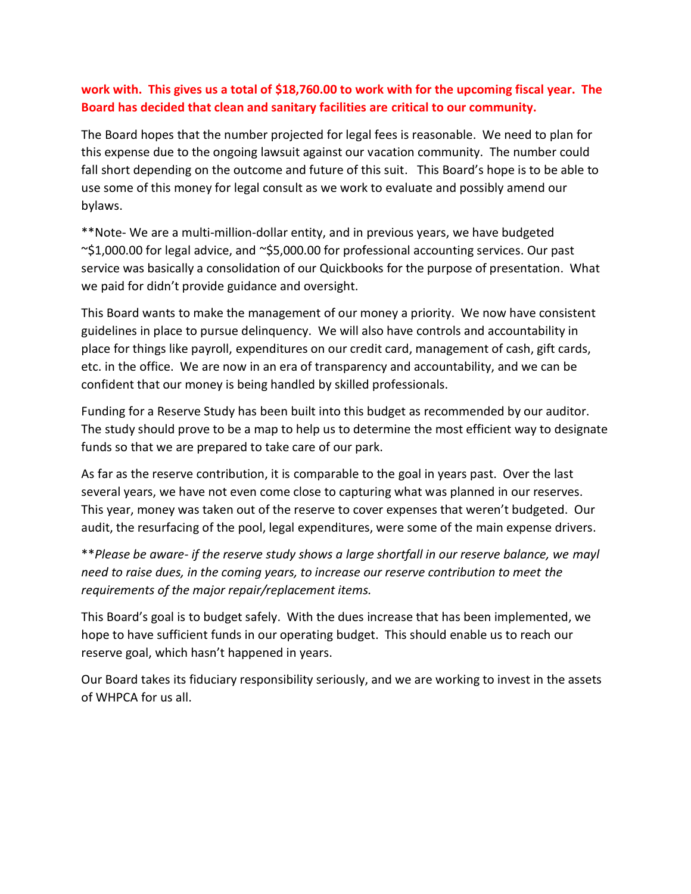**work with. This gives us a total of $18,760.00 to work with for the upcoming fiscal year. The Board has decided that clean and sanitary facilities are critical to our community.**

The Board hopes that the number projected for legal fees is reasonable. We need to plan for this expense due to the ongoing lawsuit against our vacation community. The number could fall short depending on the outcome and future of this suit. This Board's hope is to be able to use some of this money for legal consult as we work to evaluate and possibly amend our bylaws.

**Note- We are a multi-million-dollar entity, and in previous years, we have budgeted ~$1,000.00 for legal advice, and ~$5,000.00 for professional accounting services. Our past service was basically a consolidation of our Quickbooks for the purpose of presentation. What we paid for didn't provide guidance and oversight.

This Board wants to make the management of our money a priority. We now have consistent guidelines in place to pursue delinquency. We will also have controls and accountability in place for things like payroll, expenditures on our credit card, management of cash, gift cards, etc. in the office. We are now in an era of transparency and accountability, and we can be confident that our money is being handled by skilled professionals.

Funding for a Reserve Study has been built into this budget as recommended by our auditor. The study should prove to be a map to help us to determine the most efficient way to designate funds so that we are prepared to take care of our park.

As far as the reserve contribution, it is comparable to the goal in years past. Over the last several years, we have not even come close to capturing what was planned in our reserves. This year, money was taken out of the reserve to cover expenses that weren't budgeted. Our audit, the resurfacing of the pool, legal expenditures, were some of the main expense drivers.

***Please be aware- if the reserve study shows a large shortfall in our reserve balance, we mayl need to raise dues, in the coming years, to increase our reserve contribution to meet the requirements of the major repair/replacement items.*

This Board's goal is to budget safely. With the dues increase that has been implemented, we hope to have sufficient funds in our operating budget. This should enable us to reach our reserve goal, which hasn't happened in years.

Our Board takes its fiduciary responsibility seriously, and we are working to invest in the assets of WHPCA for us all.